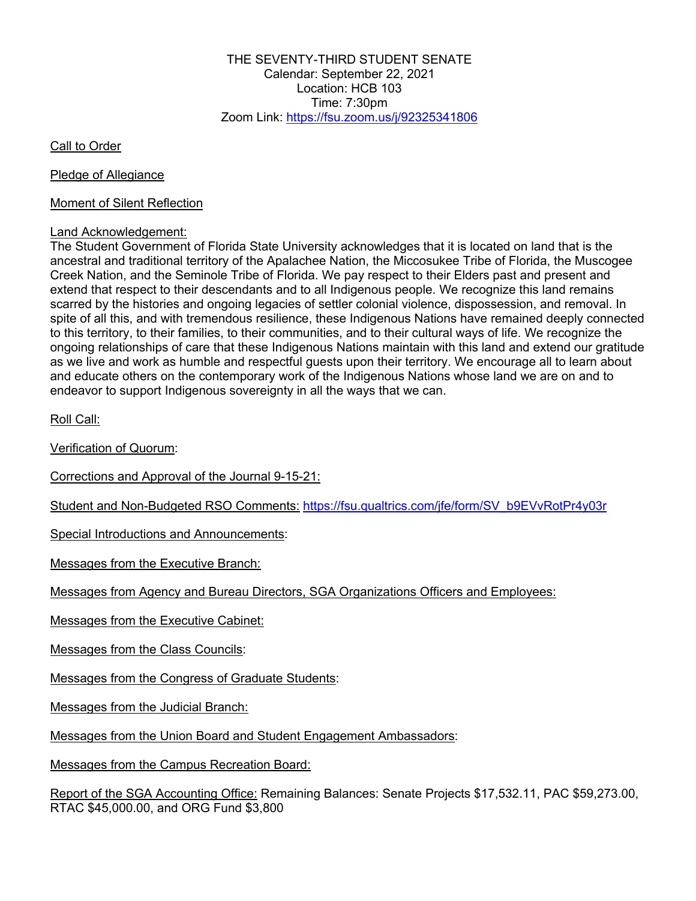THE SEVENTY-THIRD STUDENT SENATE
Calendar: September 22, 2021
Location: HCB 103
Time: 7:30pm
Zoom Link: https://fsu.zoom.us/j/92325341806

Call to Order

Pledge of Allegiance

Moment of Silent Reflection

Land Acknowledgement:
The Student Government of Florida State University acknowledges that it is located on land that is the ancestral and traditional territory of the Apalachee Nation, the Miccosukee Tribe of Florida, the Muscogee Creek Nation, and the Seminole Tribe of Florida. We pay respect to their Elders past and present and extend that respect to their descendants and to all Indigenous people. We recognize this land remains scarred by the histories and ongoing legacies of settler colonial violence, dispossession, and removal. In spite of all this, and with tremendous resilience, these Indigenous Nations have remained deeply connected to this territory, to their families, to their communities, and to their cultural ways of life. We recognize the ongoing relationships of care that these Indigenous Nations maintain with this land and extend our gratitude as we live and work as humble and respectful guests upon their territory. We encourage all to learn about and educate others on the contemporary work of the Indigenous Nations whose land we are on and to endeavor to support Indigenous sovereignty in all the ways that we can.

Roll Call:

Verification of Quorum:

Corrections and Approval of the Journal 9-15-21:

Student and Non-Budgeted RSO Comments: https://fsu.qualtrics.com/jfe/form/SV_b9EVvRotPr4y03r

Special Introductions and Announcements:

Messages from the Executive Branch:

Messages from Agency and Bureau Directors, SGA Organizations Officers and Employees:

Messages from the Executive Cabinet:

Messages from the Class Councils:

Messages from the Congress of Graduate Students:

Messages from the Judicial Branch:

Messages from the Union Board and Student Engagement Ambassadors:

Messages from the Campus Recreation Board:

Report of the SGA Accounting Office: Remaining Balances: Senate Projects $17,532.11, PAC $59,273.00, RTAC $45,000.00, and ORG Fund $3,800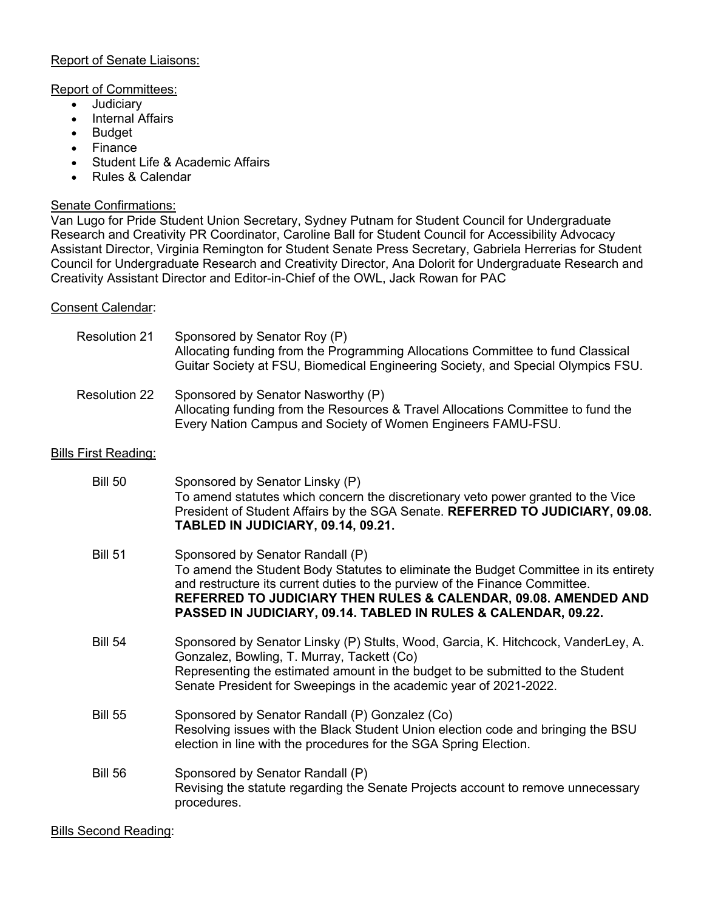Report of Senate Liaisons:

Report of Committees:

- Judiciary
- Internal Affairs
- Budget
- Finance
- Student Life & Academic Affairs
- Rules & Calendar

Senate Confirmations:

Van Lugo for Pride Student Union Secretary, Sydney Putnam for Student Council for Undergraduate Research and Creativity PR Coordinator, Caroline Ball for Student Council for Accessibility Advocacy Assistant Director, Virginia Remington for Student Senate Press Secretary, Gabriela Herrerias for Student Council for Undergraduate Research and Creativity Director, Ana Dolorit for Undergraduate Research and Creativity Assistant Director and Editor-in-Chief of the OWL, Jack Rowan for PAC

Consent Calendar:

Resolution 21 — Sponsored by Senator Roy (P)
Allocating funding from the Programming Allocations Committee to fund Classical Guitar Society at FSU, Biomedical Engineering Society, and Special Olympics FSU.

Resolution 22 — Sponsored by Senator Nasworthy (P)
Allocating funding from the Resources & Travel Allocations Committee to fund the Every Nation Campus and Society of Women Engineers FAMU-FSU.

Bills First Reading:

Bill 50 — Sponsored by Senator Linsky (P)
To amend statutes which concern the discretionary veto power granted to the Vice President of Student Affairs by the SGA Senate. **REFERRED TO JUDICIARY, 09.08. TABLED IN JUDICIARY, 09.14, 09.21.**

Bill 51 — Sponsored by Senator Randall (P)
To amend the Student Body Statutes to eliminate the Budget Committee in its entirety and restructure its current duties to the purview of the Finance Committee. **REFERRED TO JUDICIARY THEN RULES & CALENDAR, 09.08. AMENDED AND PASSED IN JUDICIARY, 09.14. TABLED IN RULES & CALENDAR, 09.22.**

Bill 54 — Sponsored by Senator Linsky (P) Stults, Wood, Garcia, K. Hitchcock, VanderLey, A. Gonzalez, Bowling, T. Murray, Tackett (Co)
Representing the estimated amount in the budget to be submitted to the Student Senate President for Sweepings in the academic year of 2021-2022.

Bill 55 — Sponsored by Senator Randall (P) Gonzalez (Co)
Resolving issues with the Black Student Union election code and bringing the BSU election in line with the procedures for the SGA Spring Election.

Bill 56 — Sponsored by Senator Randall (P)
Revising the statute regarding the Senate Projects account to remove unnecessary procedures.

Bills Second Reading: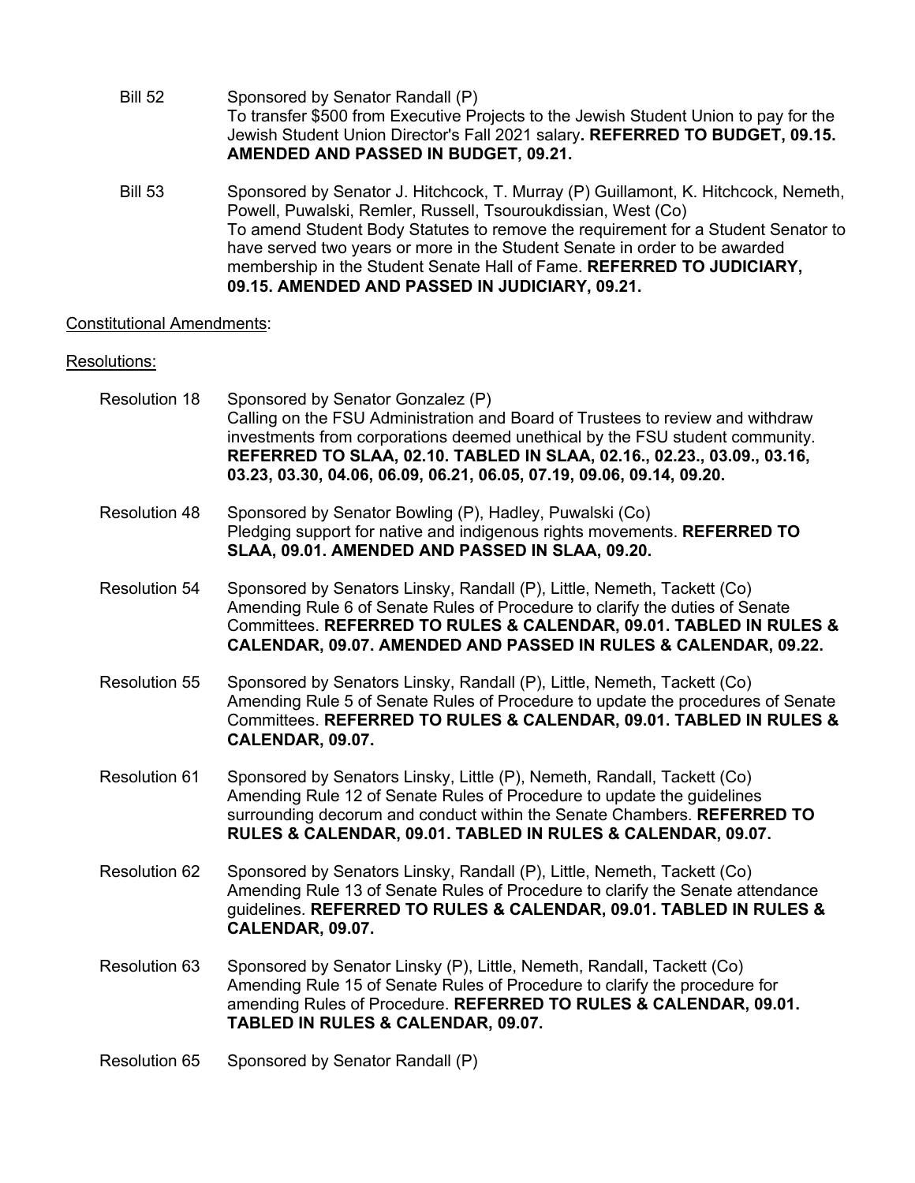Bill 52 Sponsored by Senator Randall (P)
To transfer $500 from Executive Projects to the Jewish Student Union to pay for the Jewish Student Union Director's Fall 2021 salary**. REFERRED TO BUDGET, 09.15. AMENDED AND PASSED IN BUDGET, 09.21.**

Bill 53 Sponsored by Senator J. Hitchcock, T. Murray (P) Guillamont, K. Hitchcock, Nemeth, Powell, Puwalski, Remler, Russell, Tsouroukdissian, West (Co)
To amend Student Body Statutes to remove the requirement for a Student Senator to have served two years or more in the Student Senate in order to be awarded membership in the Student Senate Hall of Fame. **REFERRED TO JUDICIARY, 09.15. AMENDED AND PASSED IN JUDICIARY, 09.21.**

Constitutional Amendments:

Resolutions:

Resolution 18 Sponsored by Senator Gonzalez (P)
Calling on the FSU Administration and Board of Trustees to review and withdraw investments from corporations deemed unethical by the FSU student community. **REFERRED TO SLAA, 02.10. TABLED IN SLAA, 02.16., 02.23., 03.09., 03.16, 03.23, 03.30, 04.06, 06.09, 06.21, 06.05, 07.19, 09.06, 09.14, 09.20.**

Resolution 48 Sponsored by Senator Bowling (P), Hadley, Puwalski (Co)
Pledging support for native and indigenous rights movements. **REFERRED TO SLAA, 09.01. AMENDED AND PASSED IN SLAA, 09.20.**

Resolution 54 Sponsored by Senators Linsky, Randall (P), Little, Nemeth, Tackett (Co)
Amending Rule 6 of Senate Rules of Procedure to clarify the duties of Senate Committees. **REFERRED TO RULES & CALENDAR, 09.01. TABLED IN RULES & CALENDAR, 09.07. AMENDED AND PASSED IN RULES & CALENDAR, 09.22.**

Resolution 55 Sponsored by Senators Linsky, Randall (P), Little, Nemeth, Tackett (Co)
Amending Rule 5 of Senate Rules of Procedure to update the procedures of Senate Committees. **REFERRED TO RULES & CALENDAR, 09.01. TABLED IN RULES & CALENDAR, 09.07.**

Resolution 61 Sponsored by Senators Linsky, Little (P), Nemeth, Randall, Tackett (Co)
Amending Rule 12 of Senate Rules of Procedure to update the guidelines surrounding decorum and conduct within the Senate Chambers. **REFERRED TO RULES & CALENDAR, 09.01. TABLED IN RULES & CALENDAR, 09.07.**

Resolution 62 Sponsored by Senators Linsky, Randall (P), Little, Nemeth, Tackett (Co)
Amending Rule 13 of Senate Rules of Procedure to clarify the Senate attendance guidelines. **REFERRED TO RULES & CALENDAR, 09.01. TABLED IN RULES & CALENDAR, 09.07.**

Resolution 63 Sponsored by Senator Linsky (P), Little, Nemeth, Randall, Tackett (Co)
Amending Rule 15 of Senate Rules of Procedure to clarify the procedure for amending Rules of Procedure. **REFERRED TO RULES & CALENDAR, 09.01. TABLED IN RULES & CALENDAR, 09.07.**

Resolution 65 Sponsored by Senator Randall (P)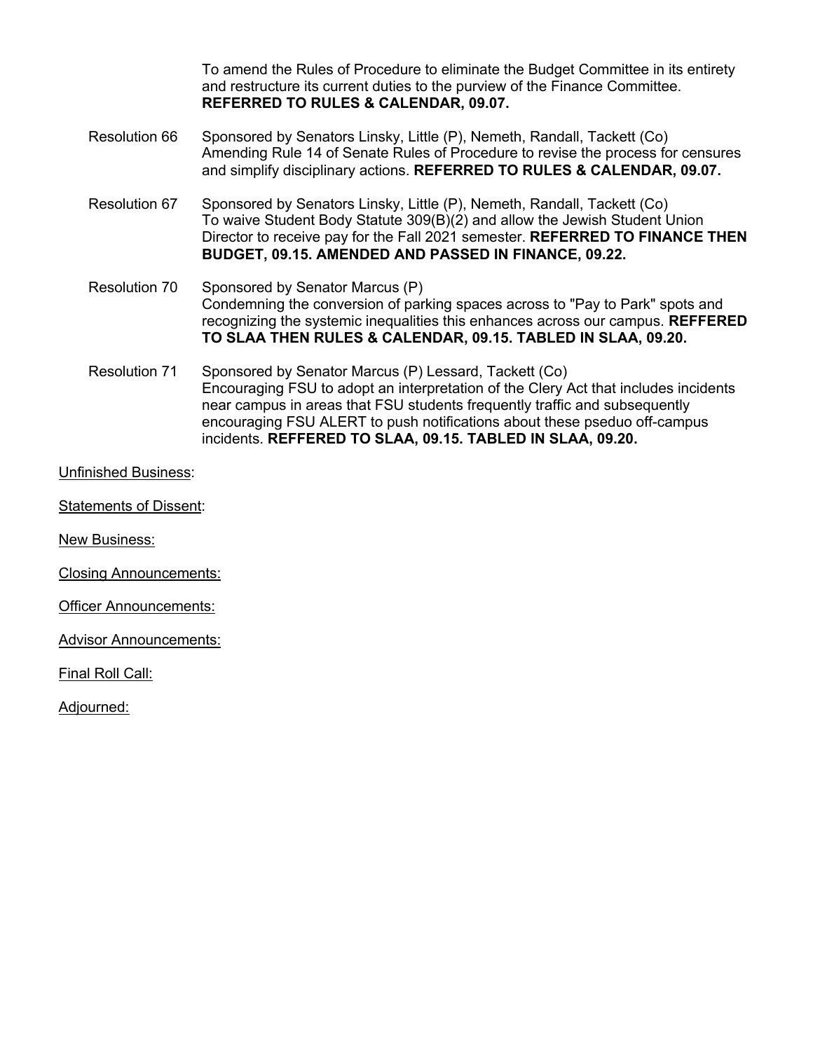To amend the Rules of Procedure to eliminate the Budget Committee in its entirety and restructure its current duties to the purview of the Finance Committee. **REFERRED TO RULES & CALENDAR, 09.07.**

Resolution 66 Sponsored by Senators Linsky, Little (P), Nemeth, Randall, Tackett (Co)
Amending Rule 14 of Senate Rules of Procedure to revise the process for censures and simplify disciplinary actions. **REFERRED TO RULES & CALENDAR, 09.07.**

Resolution 67 Sponsored by Senators Linsky, Little (P), Nemeth, Randall, Tackett (Co)
To waive Student Body Statute 309(B)(2) and allow the Jewish Student Union Director to receive pay for the Fall 2021 semester. **REFERRED TO FINANCE THEN BUDGET, 09.15. AMENDED AND PASSED IN FINANCE, 09.22.**

Resolution 70 Sponsored by Senator Marcus (P)
Condemning the conversion of parking spaces across to "Pay to Park" spots and recognizing the systemic inequalities this enhances across our campus. **REFFERED TO SLAA THEN RULES & CALENDAR, 09.15. TABLED IN SLAA, 09.20.**

Resolution 71 Sponsored by Senator Marcus (P) Lessard, Tackett (Co)
Encouraging FSU to adopt an interpretation of the Clery Act that includes incidents near campus in areas that FSU students frequently traffic and subsequently encouraging FSU ALERT to push notifications about these pseduo off-campus incidents. **REFFERED TO SLAA, 09.15. TABLED IN SLAA, 09.20.**

Unfinished Business:

Statements of Dissent:

New Business:

Closing Announcements:

Officer Announcements:

Advisor Announcements:

Final Roll Call:

Adjourned: